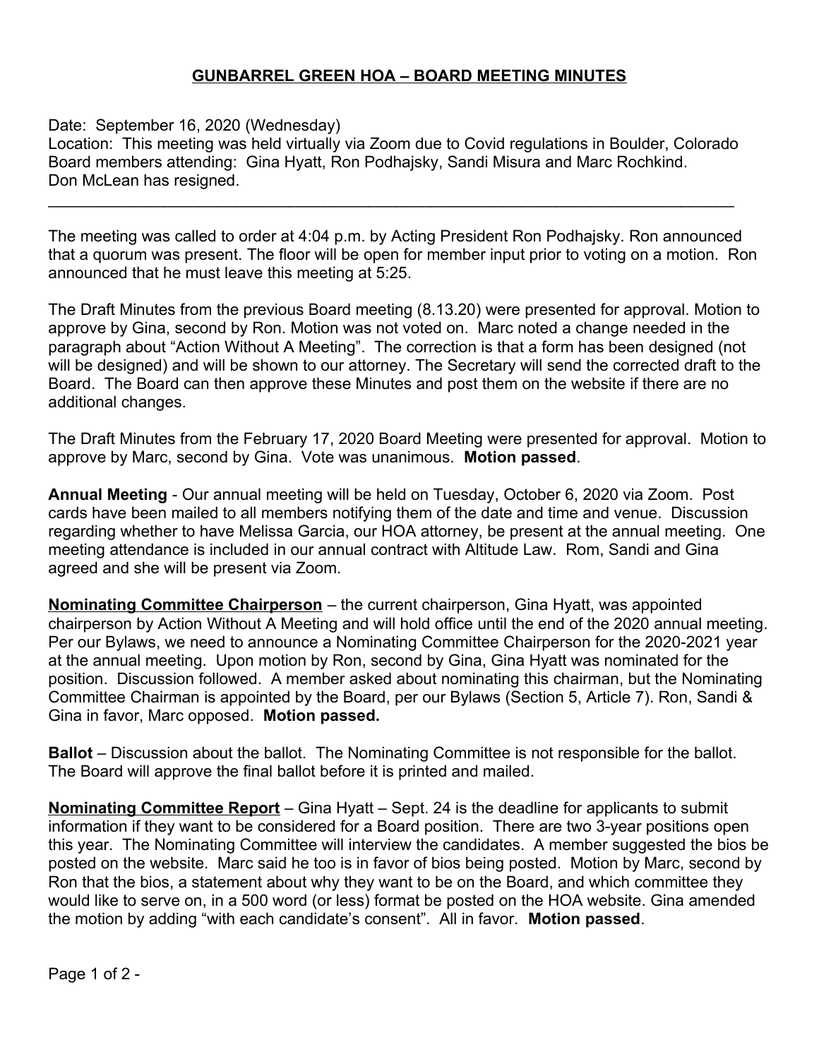# GUNBARREL GREEN HOA – BOARD MEETING MINUTES

Date: September 16, 2020 (Wednesday)
Location: This meeting was held virtually via Zoom due to Covid regulations in Boulder, Colorado
Board members attending: Gina Hyatt, Ron Podhajsky, Sandi Misura and Marc Rochkind.
Don McLean has resigned.

---

The meeting was called to order at 4:04 p.m. by Acting President Ron Podhajsky. Ron announced that a quorum was present. The floor will be open for member input prior to voting on a motion. Ron announced that he must leave this meeting at 5:25.

The Draft Minutes from the previous Board meeting (8.13.20) were presented for approval. Motion to approve by Gina, second by Ron. Motion was not voted on. Marc noted a change needed in the paragraph about "Action Without A Meeting". The correction is that a form has been designed (not will be designed) and will be shown to our attorney. The Secretary will send the corrected draft to the Board. The Board can then approve these Minutes and post them on the website if there are no additional changes.

The Draft Minutes from the February 17, 2020 Board Meeting were presented for approval. Motion to approve by Marc, second by Gina. Vote was unanimous. **Motion passed**.

**Annual Meeting** - Our annual meeting will be held on Tuesday, October 6, 2020 via Zoom. Post cards have been mailed to all members notifying them of the date and time and venue. Discussion regarding whether to have Melissa Garcia, our HOA attorney, be present at the annual meeting. One meeting attendance is included in our annual contract with Altitude Law. Rom, Sandi and Gina agreed and she will be present via Zoom.

<u>**Nominating Committee Chairperson**</u> – the current chairperson, Gina Hyatt, was appointed chairperson by Action Without A Meeting and will hold office until the end of the 2020 annual meeting. Per our Bylaws, we need to announce a Nominating Committee Chairperson for the 2020-2021 year at the annual meeting. Upon motion by Ron, second by Gina, Gina Hyatt was nominated for the position. Discussion followed. A member asked about nominating this chairman, but the Nominating Committee Chairman is appointed by the Board, per our Bylaws (Section 5, Article 7). Ron, Sandi & Gina in favor, Marc opposed. **Motion passed.**

**Ballot** – Discussion about the ballot. The Nominating Committee is not responsible for the ballot. The Board will approve the final ballot before it is printed and mailed.

<u>**Nominating Committee Report**</u> – Gina Hyatt – Sept. 24 is the deadline for applicants to submit information if they want to be considered for a Board position. There are two 3-year positions open this year. The Nominating Committee will interview the candidates. A member suggested the bios be posted on the website. Marc said he too is in favor of bios being posted. Motion by Marc, second by Ron that the bios, a statement about why they want to be on the Board, and which committee they would like to serve on, in a 500 word (or less) format be posted on the HOA website. Gina amended the motion by adding "with each candidate's consent". All in favor. **Motion passed**.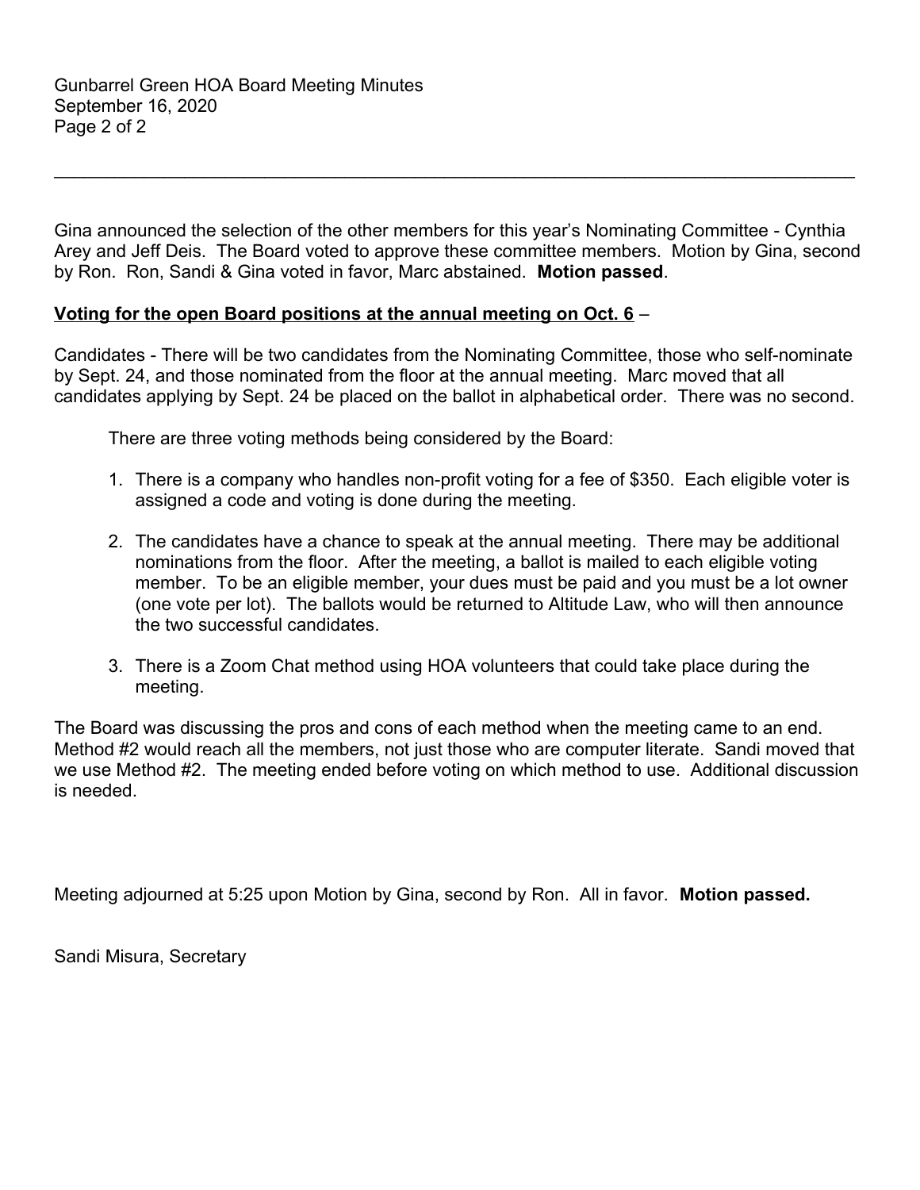Gina announced the selection of the other members for this year's Nominating Committee - Cynthia Arey and Jeff Deis. The Board voted to approve these committee members. Motion by Gina, second by Ron. Ron, Sandi & Gina voted in favor, Marc abstained. **Motion passed**.

**Voting for the open Board positions at the annual meeting on Oct. 6** –

Candidates - There will be two candidates from the Nominating Committee, those who self-nominate by Sept. 24, and those nominated from the floor at the annual meeting. Marc moved that all candidates applying by Sept. 24 be placed on the ballot in alphabetical order. There was no second.

There are three voting methods being considered by the Board:

1. There is a company who handles non-profit voting for a fee of $350. Each eligible voter is assigned a code and voting is done during the meeting.

2. The candidates have a chance to speak at the annual meeting. There may be additional nominations from the floor. After the meeting, a ballot is mailed to each eligible voting member. To be an eligible member, your dues must be paid and you must be a lot owner (one vote per lot). The ballots would be returned to Altitude Law, who will then announce the two successful candidates.

3. There is a Zoom Chat method using HOA volunteers that could take place during the meeting.

The Board was discussing the pros and cons of each method when the meeting came to an end. Method #2 would reach all the members, not just those who are computer literate. Sandi moved that we use Method #2. The meeting ended before voting on which method to use. Additional discussion is needed.

Meeting adjourned at 5:25 upon Motion by Gina, second by Ron. All in favor. **Motion passed.**

Sandi Misura, Secretary